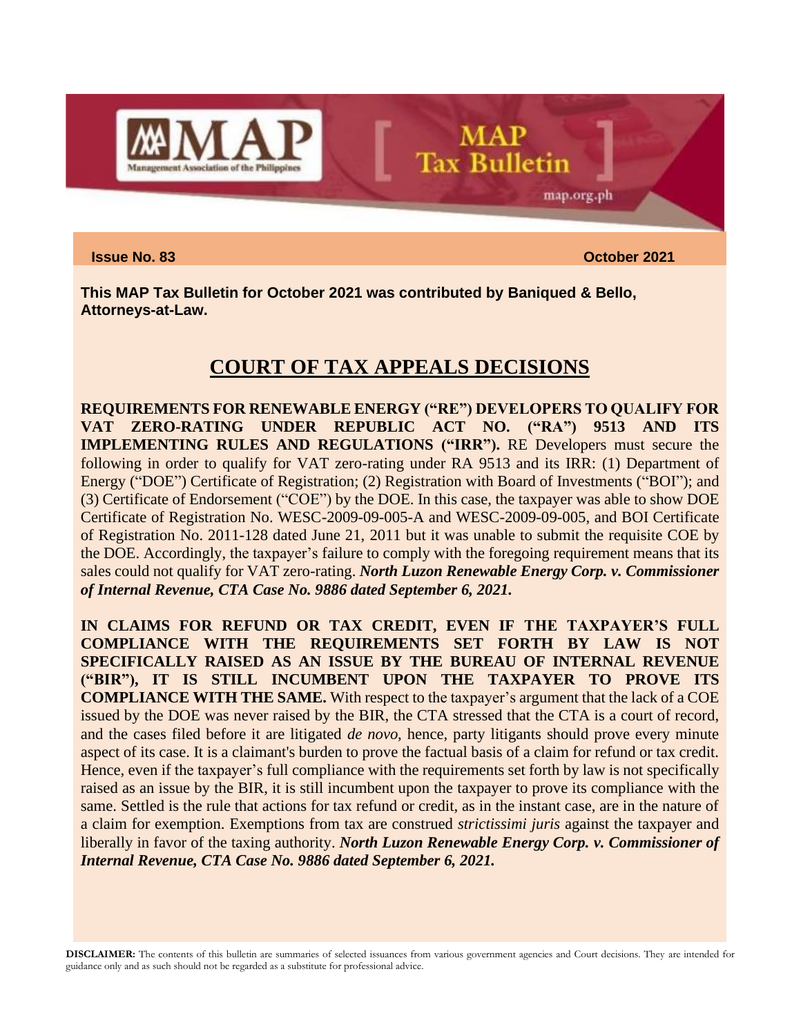**Issue No. 83** **October 2021**

**This MAP Tax Bulletin for October 2021 was contributed by Baniqued & Bello, Attorneys-at-Law.**

# COURT OF TAX APPEALS DECISIONS

**REQUIREMENTS FOR RENEWABLE ENERGY ("RE") DEVELOPERS TO QUALIFY FOR VAT ZERO-RATING UNDER REPUBLIC ACT NO. ("RA") 9513 AND ITS IMPLEMENTING RULES AND REGULATIONS ("IRR").** RE Developers must secure the following in order to qualify for VAT zero-rating under RA 9513 and its IRR: (1) Department of Energy ("DOE") Certificate of Registration; (2) Registration with Board of Investments ("BOI"); and (3) Certificate of Endorsement ("COE") by the DOE. In this case, the taxpayer was able to show DOE Certificate of Registration No. WESC-2009-09-005-A and WESC-2009-09-005, and BOI Certificate of Registration No. 2011-128 dated June 21, 2011 but it was unable to submit the requisite COE by the DOE. Accordingly, the taxpayer's failure to comply with the foregoing requirement means that its sales could not qualify for VAT zero-rating. ***North Luzon Renewable Energy Corp. v. Commissioner of Internal Revenue, CTA Case No. 9886 dated September 6, 2021.***

**IN CLAIMS FOR REFUND OR TAX CREDIT, EVEN IF THE TAXPAYER'S FULL COMPLIANCE WITH THE REQUIREMENTS SET FORTH BY LAW IS NOT SPECIFICALLY RAISED AS AN ISSUE BY THE BUREAU OF INTERNAL REVENUE ("BIR"), IT IS STILL INCUMBENT UPON THE TAXPAYER TO PROVE ITS COMPLIANCE WITH THE SAME.** With respect to the taxpayer's argument that the lack of a COE issued by the DOE was never raised by the BIR, the CTA stressed that the CTA is a court of record, and the cases filed before it are litigated *de novo*, hence, party litigants should prove every minute aspect of its case. It is a claimant's burden to prove the factual basis of a claim for refund or tax credit. Hence, even if the taxpayer's full compliance with the requirements set forth by law is not specifically raised as an issue by the BIR, it is still incumbent upon the taxpayer to prove its compliance with the same. Settled is the rule that actions for tax refund or credit, as in the instant case, are in the nature of a claim for exemption. Exemptions from tax are construed *strictissimi juris* against the taxpayer and liberally in favor of the taxing authority. ***North Luzon Renewable Energy Corp. v. Commissioner of Internal Revenue, CTA Case No. 9886 dated September 6, 2021.***

**DISCLAIMER:** The contents of this bulletin are summaries of selected issuances from various government agencies and Court decisions. They are intended for guidance only and as such should not be regarded as a substitute for professional advice.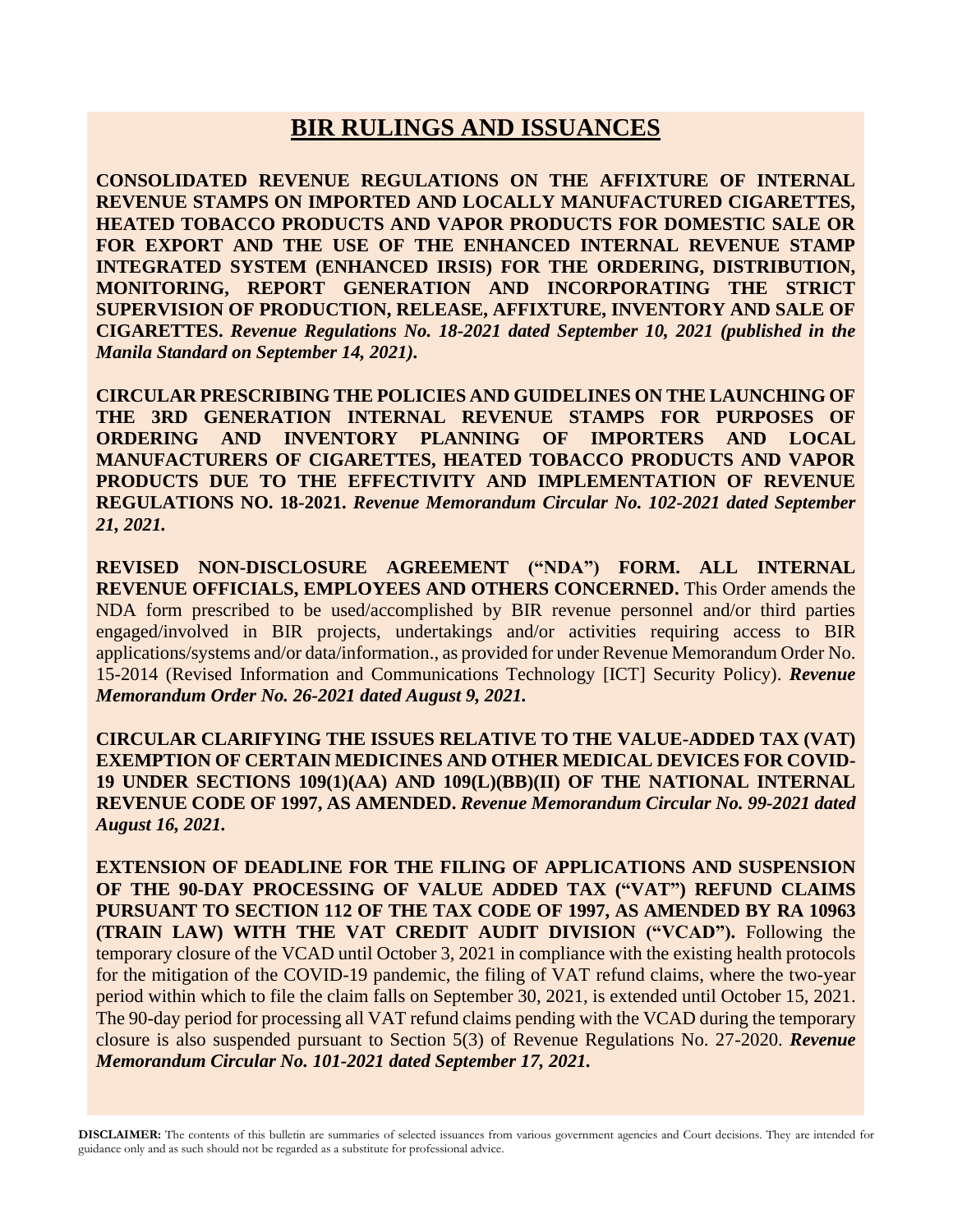# BIR RULINGS AND ISSUANCES

**CONSOLIDATED REVENUE REGULATIONS ON THE AFFIXTURE OF INTERNAL REVENUE STAMPS ON IMPORTED AND LOCALLY MANUFACTURED CIGARETTES, HEATED TOBACCO PRODUCTS AND VAPOR PRODUCTS FOR DOMESTIC SALE OR FOR EXPORT AND THE USE OF THE ENHANCED INTERNAL REVENUE STAMP INTEGRATED SYSTEM (ENHANCED IRSIS) FOR THE ORDERING, DISTRIBUTION, MONITORING, REPORT GENERATION AND INCORPORATING THE STRICT SUPERVISION OF PRODUCTION, RELEASE, AFFIXTURE, INVENTORY AND SALE OF CIGARETTES.** ***Revenue Regulations No. 18-2021 dated September 10, 2021 (published in the Manila Standard on September 14, 2021).***

**CIRCULAR PRESCRIBING THE POLICIES AND GUIDELINES ON THE LAUNCHING OF THE 3RD GENERATION INTERNAL REVENUE STAMPS FOR PURPOSES OF ORDERING AND INVENTORY PLANNING OF IMPORTERS AND LOCAL MANUFACTURERS OF CIGARETTES, HEATED TOBACCO PRODUCTS AND VAPOR PRODUCTS DUE TO THE EFFECTIVITY AND IMPLEMENTATION OF REVENUE REGULATIONS NO. 18-2021.** ***Revenue Memorandum Circular No. 102-2021 dated September 21, 2021.***

**REVISED NON-DISCLOSURE AGREEMENT ("NDA") FORM. ALL INTERNAL REVENUE OFFICIALS, EMPLOYEES AND OTHERS CONCERNED.** This Order amends the NDA form prescribed to be used/accomplished by BIR revenue personnel and/or third parties engaged/involved in BIR projects, undertakings and/or activities requiring access to BIR applications/systems and/or data/information., as provided for under Revenue Memorandum Order No. 15-2014 (Revised Information and Communications Technology [ICT] Security Policy). ***Revenue Memorandum Order No. 26-2021 dated August 9, 2021.***

**CIRCULAR CLARIFYING THE ISSUES RELATIVE TO THE VALUE-ADDED TAX (VAT) EXEMPTION OF CERTAIN MEDICINES AND OTHER MEDICAL DEVICES FOR COVID-19 UNDER SECTIONS 109(1)(AA) AND 109(L)(BB)(II) OF THE NATIONAL INTERNAL REVENUE CODE OF 1997, AS AMENDED.** ***Revenue Memorandum Circular No. 99-2021 dated August 16, 2021.***

**EXTENSION OF DEADLINE FOR THE FILING OF APPLICATIONS AND SUSPENSION OF THE 90-DAY PROCESSING OF VALUE ADDED TAX ("VAT") REFUND CLAIMS PURSUANT TO SECTION 112 OF THE TAX CODE OF 1997, AS AMENDED BY RA 10963 (TRAIN LAW) WITH THE VAT CREDIT AUDIT DIVISION ("VCAD").** Following the temporary closure of the VCAD until October 3, 2021 in compliance with the existing health protocols for the mitigation of the COVID-19 pandemic, the filing of VAT refund claims, where the two-year period within which to file the claim falls on September 30, 2021, is extended until October 15, 2021. The 90-day period for processing all VAT refund claims pending with the VCAD during the temporary closure is also suspended pursuant to Section 5(3) of Revenue Regulations No. 27-2020. ***Revenue Memorandum Circular No. 101-2021 dated September 17, 2021.***

**DISCLAIMER:** The contents of this bulletin are summaries of selected issuances from various government agencies and Court decisions. They are intended for guidance only and as such should not be regarded as a substitute for professional advice.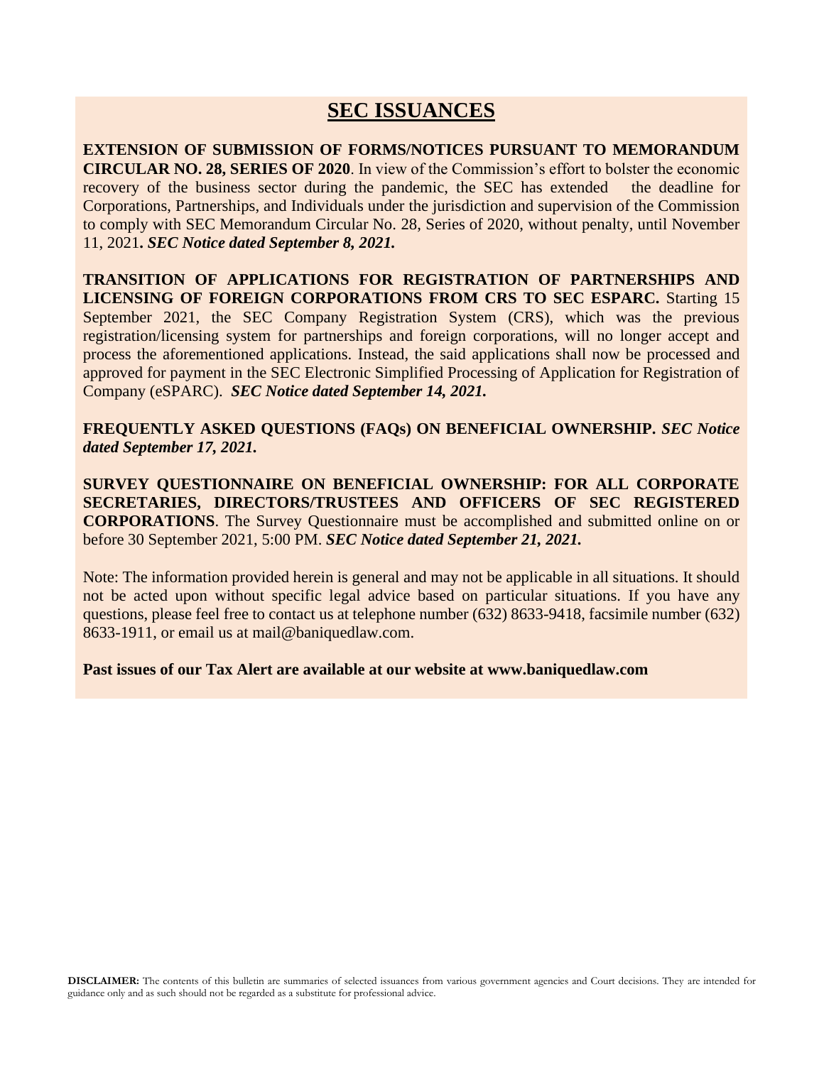## SEC ISSUANCES

**EXTENSION OF SUBMISSION OF FORMS/NOTICES PURSUANT TO MEMORANDUM CIRCULAR NO. 28, SERIES OF 2020**. In view of the Commission's effort to bolster the economic recovery of the business sector during the pandemic, the SEC has extended the deadline for Corporations, Partnerships, and Individuals under the jurisdiction and supervision of the Commission to comply with SEC Memorandum Circular No. 28, Series of 2020, without penalty, until November 11, 2021**.** ***SEC Notice dated September 8, 2021.***

**TRANSITION OF APPLICATIONS FOR REGISTRATION OF PARTNERSHIPS AND LICENSING OF FOREIGN CORPORATIONS FROM CRS TO SEC ESPARC.** Starting 15 September 2021, the SEC Company Registration System (CRS), which was the previous registration/licensing system for partnerships and foreign corporations, will no longer accept and process the aforementioned applications. Instead, the said applications shall now be processed and approved for payment in the SEC Electronic Simplified Processing of Application for Registration of Company (eSPARC). ***SEC Notice dated September 14, 2021.***

**FREQUENTLY ASKED QUESTIONS (FAQs) ON BENEFICIAL OWNERSHIP.** ***SEC Notice dated September 17, 2021.***

**SURVEY QUESTIONNAIRE ON BENEFICIAL OWNERSHIP: FOR ALL CORPORATE SECRETARIES, DIRECTORS/TRUSTEES AND OFFICERS OF SEC REGISTERED CORPORATIONS**. The Survey Questionnaire must be accomplished and submitted online on or before 30 September 2021, 5:00 PM. ***SEC Notice dated September 21, 2021.***

Note: The information provided herein is general and may not be applicable in all situations. It should not be acted upon without specific legal advice based on particular situations. If you have any questions, please feel free to contact us at telephone number (632) 8633-9418, facsimile number (632) 8633-1911, or email us at mail@baniquedlaw.com.

**Past issues of our Tax Alert are available at our website at www.baniquedlaw.com**

**DISCLAIMER:** The contents of this bulletin are summaries of selected issuances from various government agencies and Court decisions. They are intended for guidance only and as such should not be regarded as a substitute for professional advice.